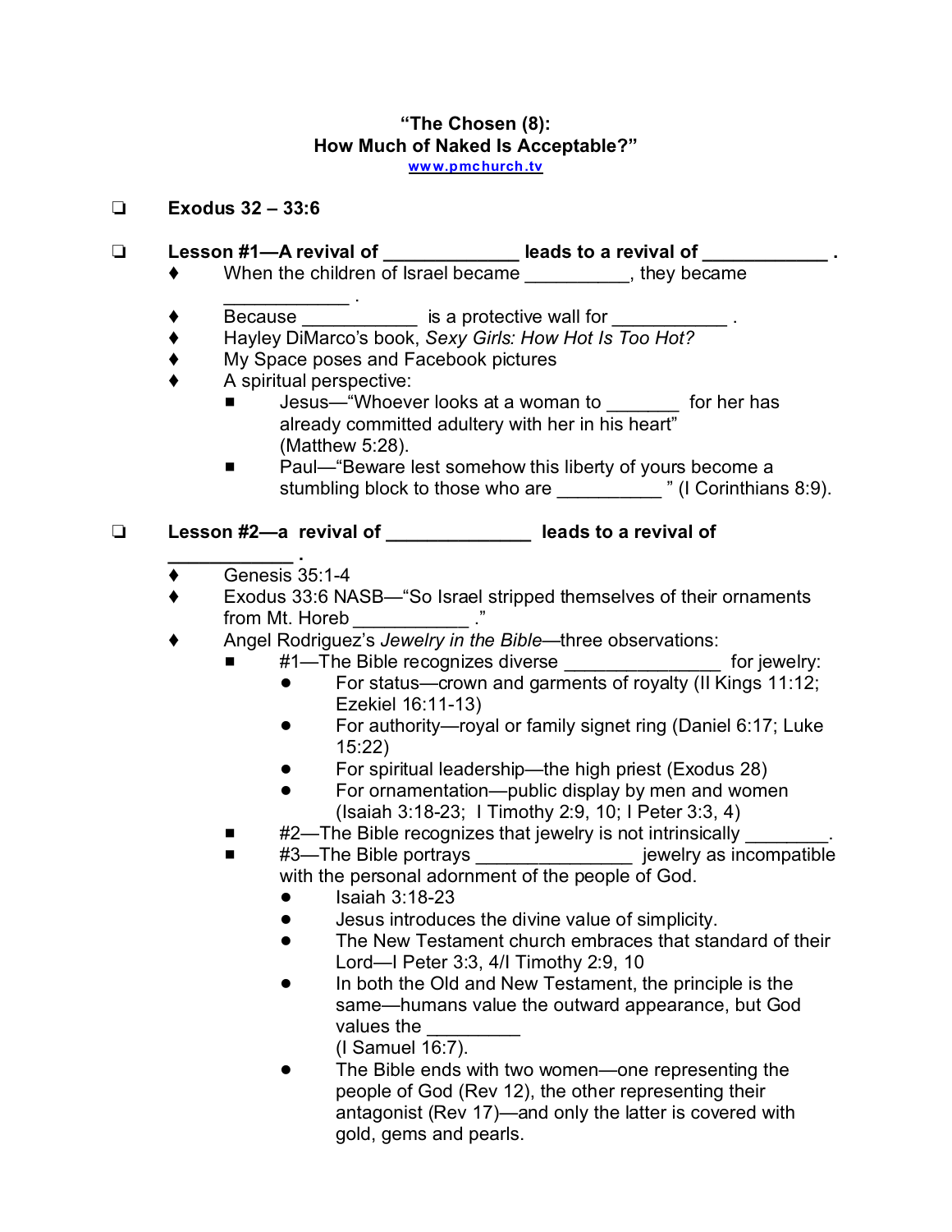**"The Chosen (8):**
**How Much of Naked Is Acceptable?"**
www.pmchurch.tv

- ❑ **Exodus 32 – 33:6**

- ❑ **Lesson #1—A revival of ____________ leads to a revival of ___________ .**
  - ♦ When the children of Israel became __________, they became ____________ .
  - ♦ Because ___________ is a protective wall for ___________ .
  - ♦ Hayley DiMarco's book, *Sexy Girls: How Hot Is Too Hot?*
  - ♦ My Space poses and Facebook pictures
  - ♦ A spiritual perspective:
    - ■ Jesus—"Whoever looks at a woman to _______ for her has already committed adultery with her in his heart" (Matthew 5:28).
    - ■ Paul—"Beware lest somehow this liberty of yours become a stumbling block to those who are __________ " (I Corinthians 8:9).

- ❑ **Lesson #2—a revival of _____________ leads to a revival of ____________ .**
  - ♦ Genesis 35:1-4
  - ♦ Exodus 33:6 NASB—"So Israel stripped themselves of their ornaments from Mt. Horeb ___________ ."
  - ♦ Angel Rodriguez's *Jewelry in the Bible*—three observations:
    - ■ #1—The Bible recognizes diverse _______________ for jewelry:
      - ● For status—crown and garments of royalty (II Kings 11:12; Ezekiel 16:11-13)
      - ● For authority—royal or family signet ring (Daniel 6:17; Luke 15:22)
      - ● For spiritual leadership—the high priest (Exodus 28)
      - ● For ornamentation—public display by men and women (Isaiah 3:18-23; I Timothy 2:9, 10; I Peter 3:3, 4)
    - ■ #2—The Bible recognizes that jewelry is not intrinsically ________.
    - ■ #3—The Bible portrays _______________ jewelry as incompatible with the personal adornment of the people of God.
      - ● Isaiah 3:18-23
      - ● Jesus introduces the divine value of simplicity.
      - ● The New Testament church embraces that standard of their Lord—I Peter 3:3, 4/I Timothy 2:9, 10
      - ● In both the Old and New Testament, the principle is the same—humans value the outward appearance, but God values the _________ (I Samuel 16:7).
      - ● The Bible ends with two women—one representing the people of God (Rev 12), the other representing their antagonist (Rev 17)—and only the latter is covered with gold, gems and pearls.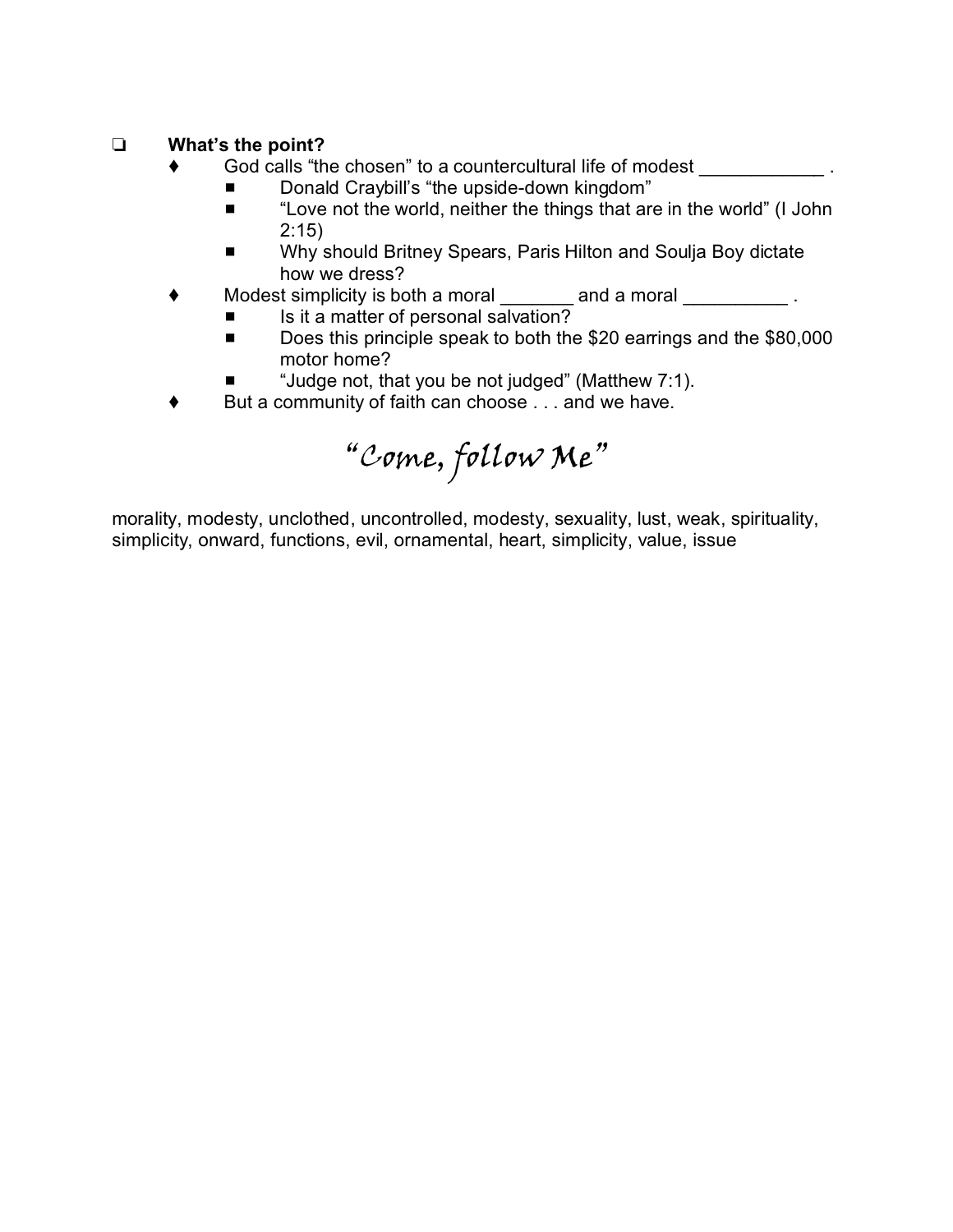- **What's the point?**
  - God calls "the chosen" to a countercultural life of modest ____________ .
    - Donald Craybill's "the upside-down kingdom"
    - "Love not the world, neither the things that are in the world" (I John 2:15)
    - Why should Britney Spears, Paris Hilton and Soulja Boy dictate how we dress?
  - Modest simplicity is both a moral _______ and a moral __________ .
    - Is it a matter of personal salvation?
    - Does this principle speak to both the $20 earrings and the $80,000 motor home?
    - "Judge not, that you be not judged" (Matthew 7:1).
  - But a community of faith can choose . . . and we have.

*"Come, follow Me"*

morality, modesty, unclothed, uncontrolled, modesty, sexuality, lust, weak, spirituality, simplicity, onward, functions, evil, ornamental, heart, simplicity, value, issue